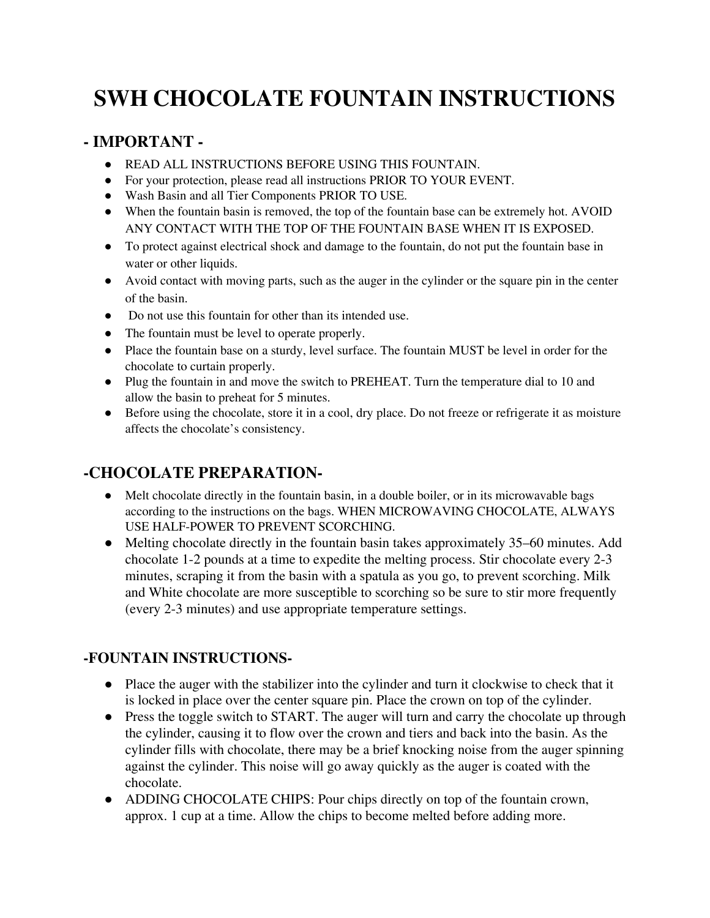# SWH CHOCOLATE FOUNTAIN INSTRUCTIONS

## - IMPORTANT -

- READ ALL INSTRUCTIONS BEFORE USING THIS FOUNTAIN.
- For your protection, please read all instructions PRIOR TO YOUR EVENT.
- Wash Basin and all Tier Components PRIOR TO USE.
- When the fountain basin is removed, the top of the fountain base can be extremely hot. AVOID ANY CONTACT WITH THE TOP OF THE FOUNTAIN BASE WHEN IT IS EXPOSED.
- To protect against electrical shock and damage to the fountain, do not put the fountain base in water or other liquids.
- Avoid contact with moving parts, such as the auger in the cylinder or the square pin in the center of the basin.
- Do not use this fountain for other than its intended use.
- The fountain must be level to operate properly.
- Place the fountain base on a sturdy, level surface. The fountain MUST be level in order for the chocolate to curtain properly.
- Plug the fountain in and move the switch to PREHEAT. Turn the temperature dial to 10 and allow the basin to preheat for 5 minutes.
- Before using the chocolate, store it in a cool, dry place. Do not freeze or refrigerate it as moisture affects the chocolate's consistency.

## -CHOCOLATE PREPARATION-

- Melt chocolate directly in the fountain basin, in a double boiler, or in its microwavable bags according to the instructions on the bags. WHEN MICROWAVING CHOCOLATE, ALWAYS USE HALF-POWER TO PREVENT SCORCHING.
- Melting chocolate directly in the fountain basin takes approximately 35–60 minutes. Add chocolate 1-2 pounds at a time to expedite the melting process. Stir chocolate every 2-3 minutes, scraping it from the basin with a spatula as you go, to prevent scorching. Milk and White chocolate are more susceptible to scorching so be sure to stir more frequently (every 2-3 minutes) and use appropriate temperature settings.

## -FOUNTAIN INSTRUCTIONS-

- Place the auger with the stabilizer into the cylinder and turn it clockwise to check that it is locked in place over the center square pin. Place the crown on top of the cylinder.
- Press the toggle switch to START. The auger will turn and carry the chocolate up through the cylinder, causing it to flow over the crown and tiers and back into the basin. As the cylinder fills with chocolate, there may be a brief knocking noise from the auger spinning against the cylinder. This noise will go away quickly as the auger is coated with the chocolate.
- ADDING CHOCOLATE CHIPS: Pour chips directly on top of the fountain crown, approx. 1 cup at a time. Allow the chips to become melted before adding more.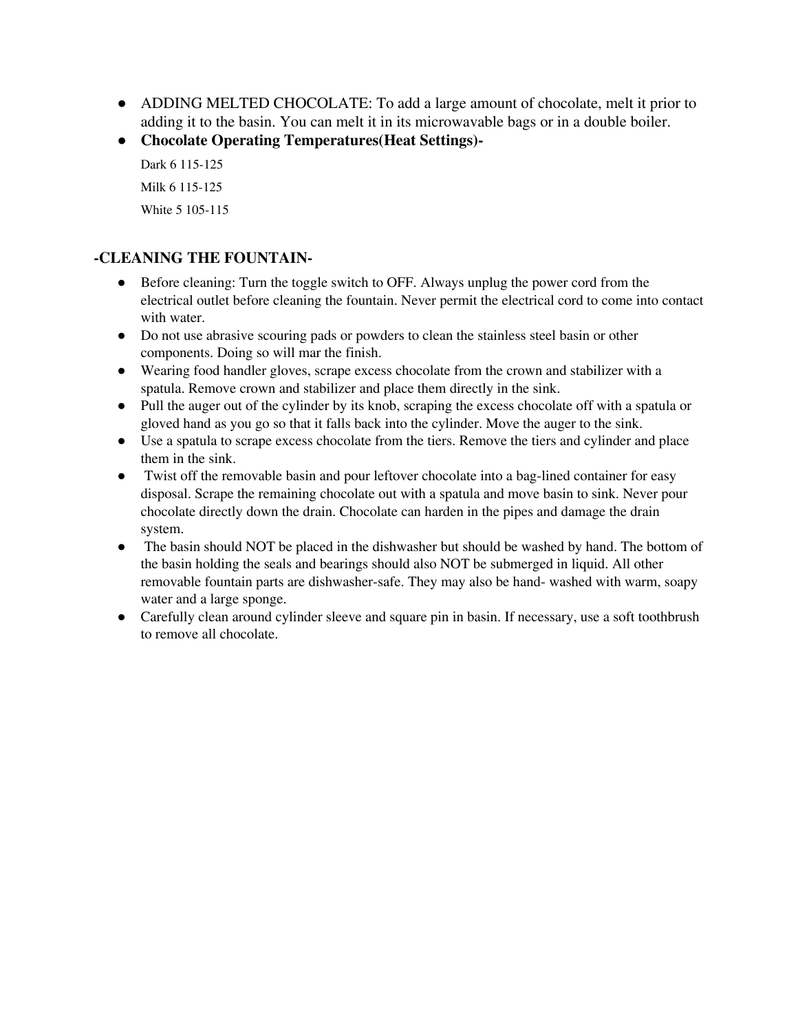- ADDING MELTED CHOCOLATE: To add a large amount of chocolate, melt it prior to adding it to the basin. You can melt it in its microwavable bags or in a double boiler.
- **Chocolate Operating Temperatures(Heat Settings)-**

  Dark 6 115-125

  Milk 6 115-125

  White 5 105-115

### -CLEANING THE FOUNTAIN-

- Before cleaning: Turn the toggle switch to OFF. Always unplug the power cord from the electrical outlet before cleaning the fountain. Never permit the electrical cord to come into contact with water.
- Do not use abrasive scouring pads or powders to clean the stainless steel basin or other components. Doing so will mar the finish.
- Wearing food handler gloves, scrape excess chocolate from the crown and stabilizer with a spatula. Remove crown and stabilizer and place them directly in the sink.
- Pull the auger out of the cylinder by its knob, scraping the excess chocolate off with a spatula or gloved hand as you go so that it falls back into the cylinder. Move the auger to the sink.
- Use a spatula to scrape excess chocolate from the tiers. Remove the tiers and cylinder and place them in the sink.
- Twist off the removable basin and pour leftover chocolate into a bag-lined container for easy disposal. Scrape the remaining chocolate out with a spatula and move basin to sink. Never pour chocolate directly down the drain. Chocolate can harden in the pipes and damage the drain system.
- The basin should NOT be placed in the dishwasher but should be washed by hand. The bottom of the basin holding the seals and bearings should also NOT be submerged in liquid. All other removable fountain parts are dishwasher-safe. They may also be hand- washed with warm, soapy water and a large sponge.
- Carefully clean around cylinder sleeve and square pin in basin. If necessary, use a soft toothbrush to remove all chocolate.